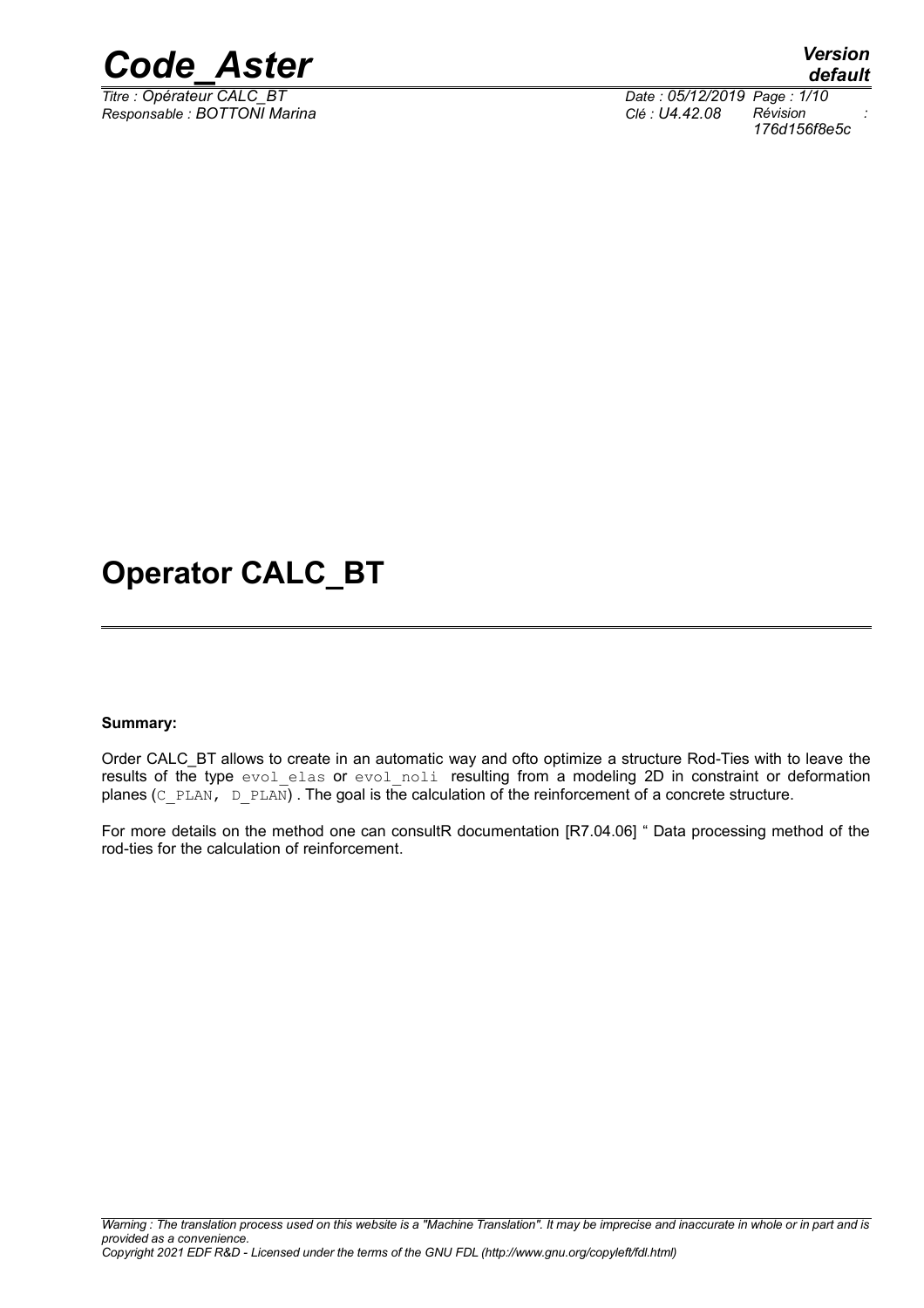# Operator CALC_BT

**Summary:**

Order CALC_BT allows to create in an automatic way and ofto optimize a structure Rod-Ties with to leave the results of the type evol_elas or evol_noli resulting from a modeling 2D in constraint or deformation planes (C_PLAN, D_PLAN) . The goal is the calculation of the reinforcement of a concrete structure.

For more details on the method one can consultR documentation [R7.04.06] " Data processing method of the rod-ties for the calculation of reinforcement.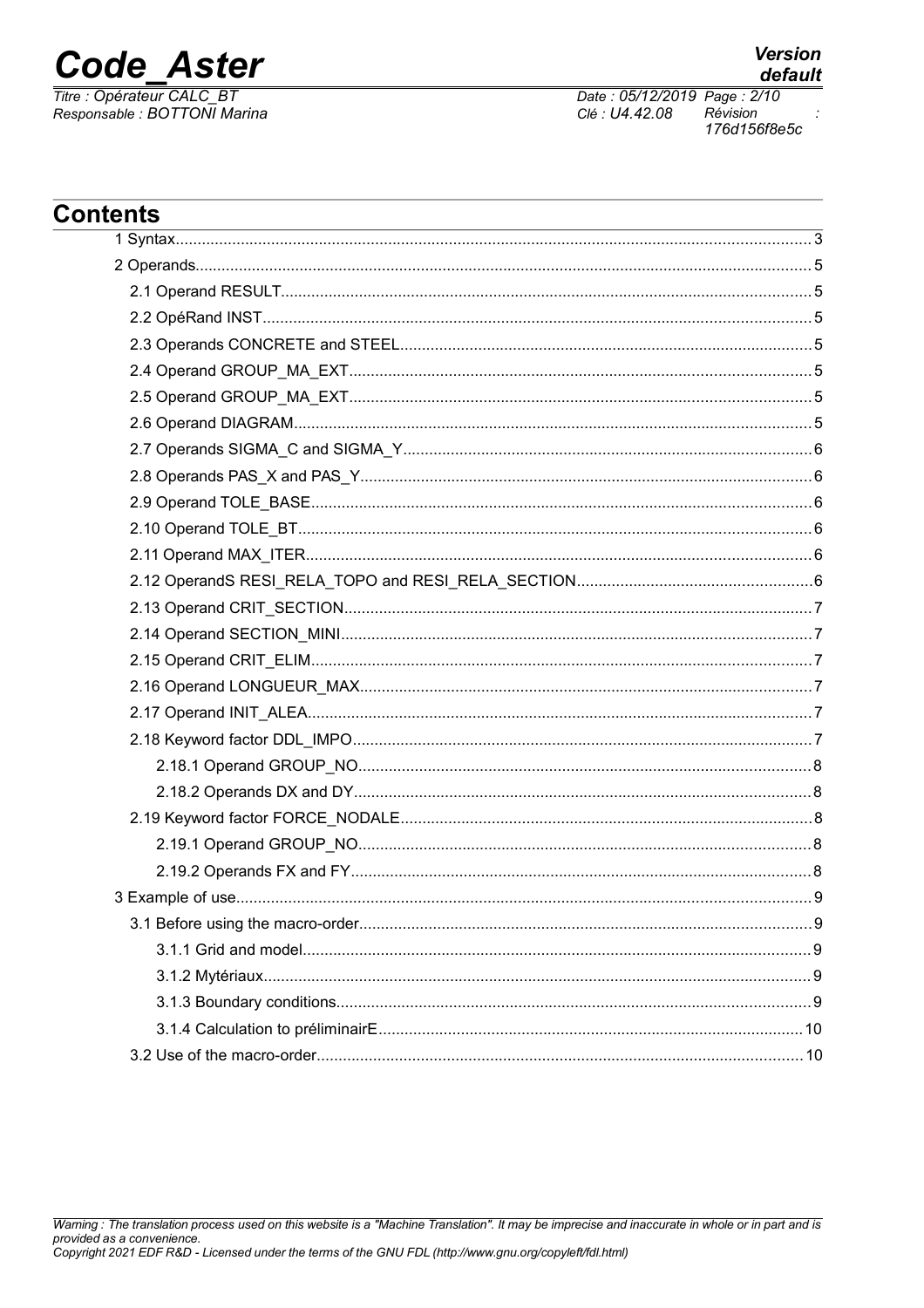# Contents

1 Syntax.....3

2 Operands.....5

2.1 Operand RESULT.....5

2.2 OpéRand INST.....5

2.3 Operands CONCRETE and STEEL.....5

2.4 Operand GROUP_MA_EXT.....5

2.5 Operand GROUP_MA_EXT.....5

2.6 Operand DIAGRAM.....5

2.7 Operands SIGMA_C and SIGMA_Y.....6

2.8 Operands PAS_X and PAS_Y.....6

2.9 Operand TOLE_BASE.....6

2.10 Operand TOLE_BT.....6

2.11 Operand MAX_ITER.....6

2.12 OperandS RESI_RELA_TOPO and RESI_RELA_SECTION.....6

2.13 Operand CRIT_SECTION.....7

2.14 Operand SECTION_MINI.....7

2.15 Operand CRIT_ELIM.....7

2.16 Operand LONGUEUR_MAX.....7

2.17 Operand INIT_ALEA.....7

2.18 Keyword factor DDL_IMPO.....7

2.18.1 Operand GROUP_NO.....8

2.18.2 Operands DX and DY.....8

2.19 Keyword factor FORCE_NODALE.....8

2.19.1 Operand GROUP_NO.....8

2.19.2 Operands FX and FY.....8

3 Example of use.....9

3.1 Before using the macro-order.....9

3.1.1 Grid and model.....9

3.1.2 Mytériaux.....9

3.1.3 Boundary conditions.....9

3.1.4 Calculation to préliminairE.....10

3.2 Use of the macro-order.....10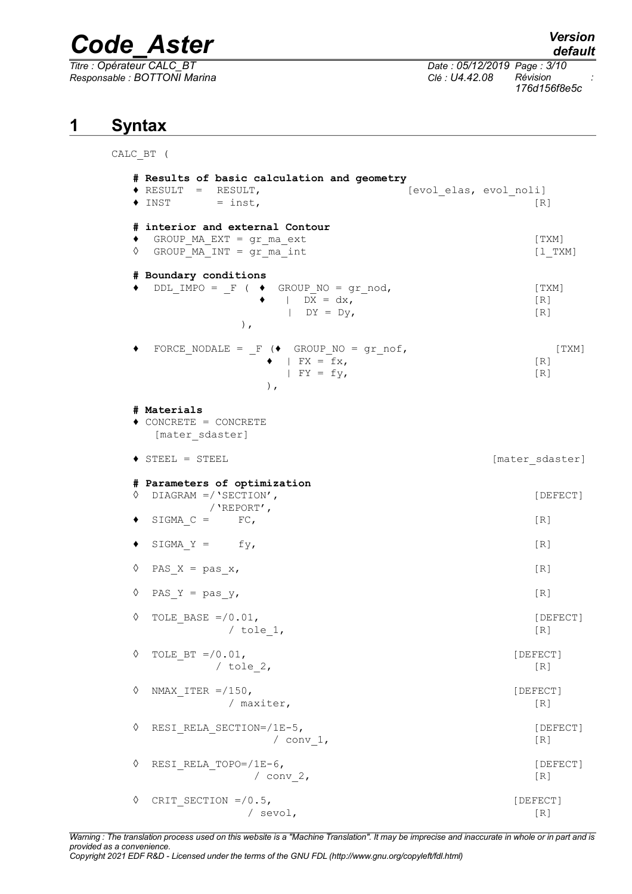# 1 Syntax

```
CALC_BT (

    # Results of basic calculation and geometry
    ♦ RESULT  =  RESULT,                          [evol_elas, evol_noli]
    ♦ INST       = inst,                                             [R]

    # interior and external Contour
    ♦   GROUP_MA_EXT = gr_ma_ext                                     [TXM]
    ◊   GROUP_MA_INT = gr_ma_int                                     [l_TXM]

    # Boundary conditions
    ♦   DDL_IMPO = _F ( ♦  GROUP_NO = gr_nod,                        [TXM]
                      ♦   |  DX = dx,                                [R]
                          |  DY = Dy,                                [R]
                  ),

    ♦   FORCE_NODALE = _F (♦  GROUP_NO = gr_nof,                      [TXM]
                         ♦  | FX = fx,                               [R]
                            | FY = fy,                               [R]
                        ),

    # Materials
    ♦ CONCRETE = CONCRETE
       [mater_sdaster]

    ♦ STEEL = STEEL                                          [mater_sdaster]

    # Parameters of optimization
    ◊  DIAGRAM =/'SECTION',                                          [DEFECT]
               /'REPORT',
    ♦  SIGMA_C =     FC,                                             [R]

    ♦  SIGMA_Y =     fy,                                             [R]

    ◊  PAS_X = pas_x,                                                [R]

    ◊  PAS_Y = pas_y,                                                [R]

    ◊  TOLE_BASE =/0.01,                                             [DEFECT]
                 / tole_1,                                           [R]

    ◊  TOLE_BT =/0.01,                                               [DEFECT]
               / tole_2,                                             [R]

    ◊  NMAX_ITER =/150,                                              [DEFECT]
                 / maxiter,                                          [R]

    ◊  RESI_RELA_SECTION=/1E-5,                                      [DEFECT]
                         / conv_1,                                   [R]

    ◊  RESI_RELA_TOPO=/1E-6,                                         [DEFECT]
                      / conv_2,                                      [R]

    ◊  CRIT_SECTION =/0.5,                                           [DEFECT]
                    / sevol,                                         [R]
```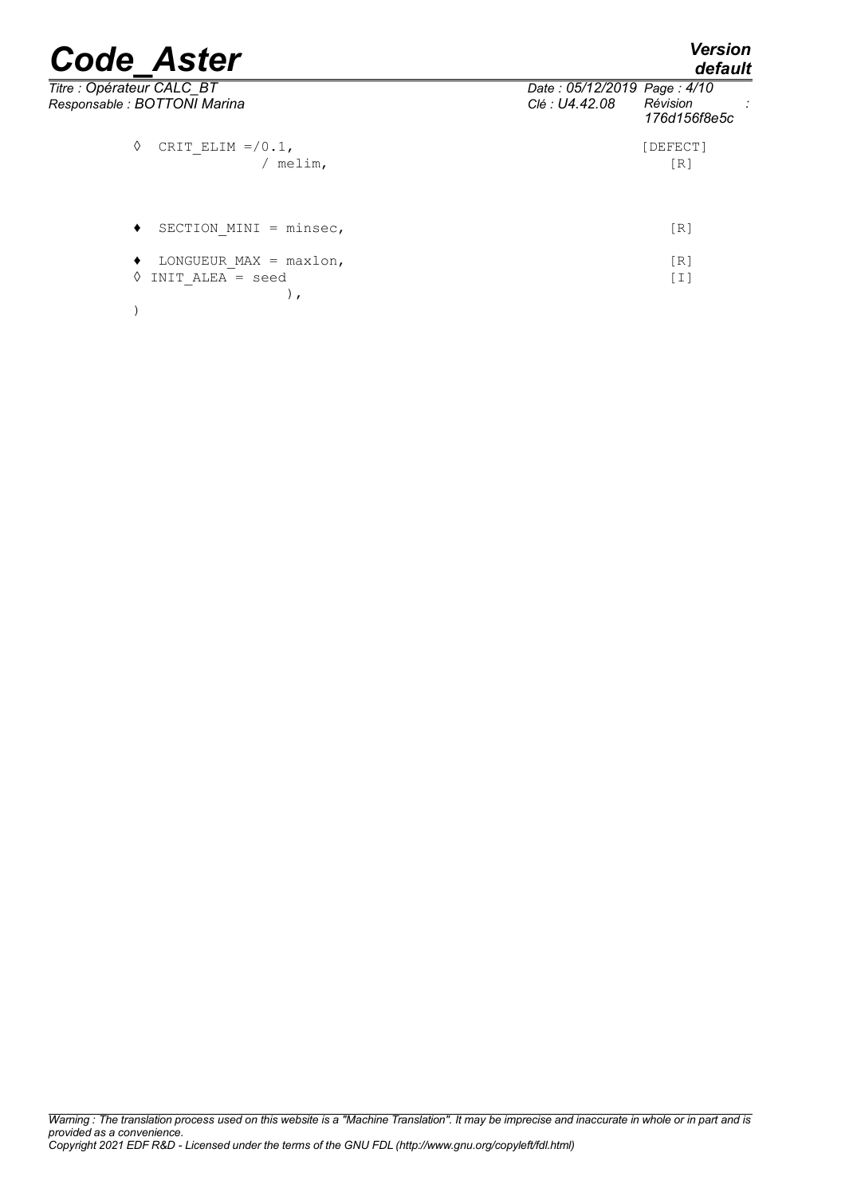```
◊  CRIT_ELIM =/0.1,                                    [DEFECT]
              / melim,                                 [R]


♦  SECTION_MINI = minsec,                              [R]

♦  LONGUEUR_MAX = maxlon,                              [R]
◊ INIT_ALEA = seed                                     [I]
                  ),
)
```

*Warning : The translation process used on this website is a "Machine Translation". It may be imprecise and inaccurate in whole or in part and is provided as a convenience.*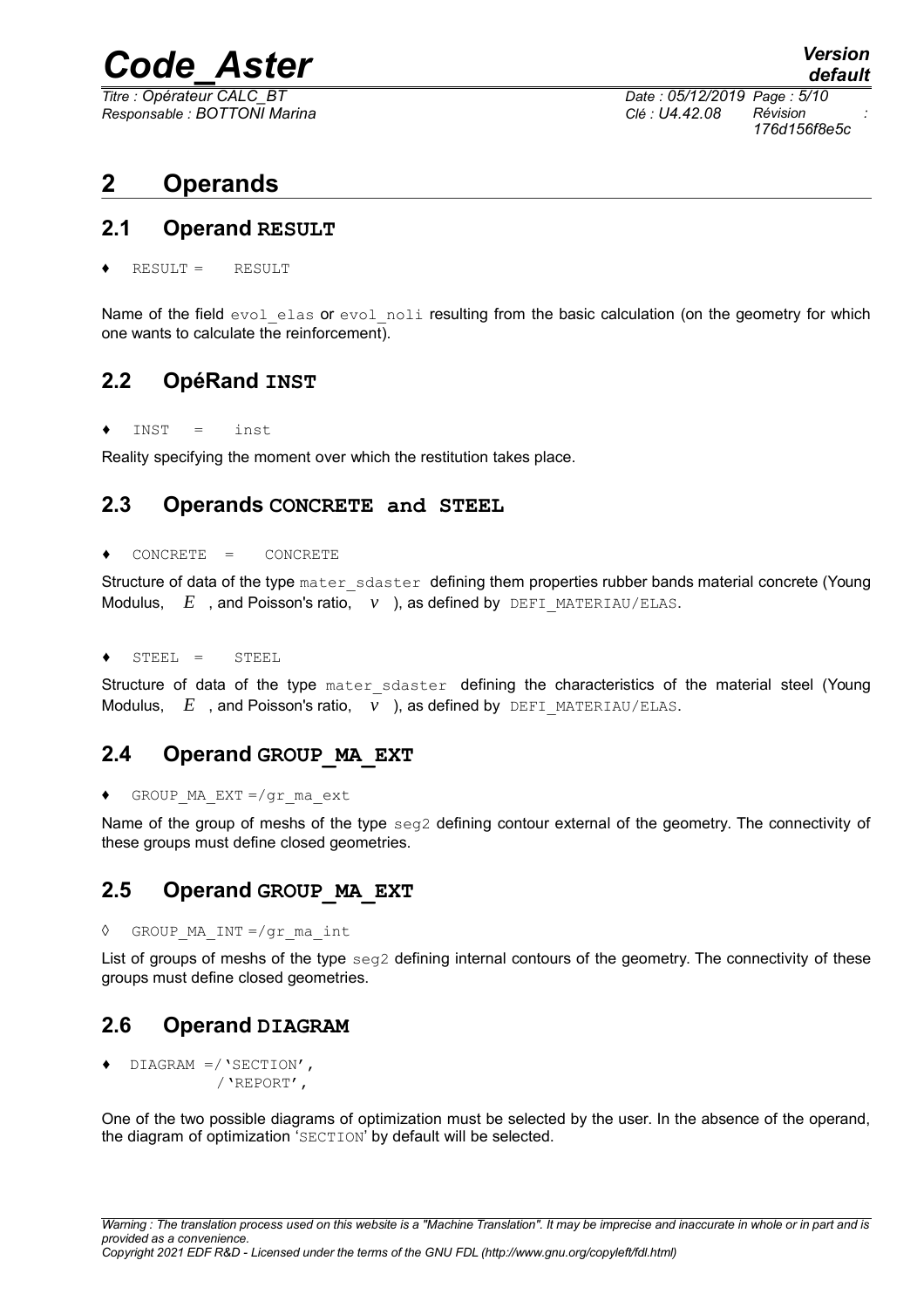# 2 Operands

## 2.1 Operand RESULT

♦ RESULT = RESULT

Name of the field evol_elas or evol_noli resulting from the basic calculation (on the geometry for which one wants to calculate the reinforcement).

## 2.2 OpéRand INST

♦ INST = inst

Reality specifying the moment over which the restitution takes place.

## 2.3 Operands CONCRETE and STEEL

♦ CONCRETE = CONCRETE

Structure of data of the type mater_sdaster defining them properties rubber bands material concrete (Young Modulus, $E$ , and Poisson's ratio, $v$ ), as defined by DEFI_MATERIAU/ELAS.

♦ STEEL = STEEL

Structure of data of the type mater_sdaster defining the characteristics of the material steel (Young Modulus, $E$ , and Poisson's ratio, $v$ ), as defined by DEFI_MATERIAU/ELAS.

## 2.4 Operand GROUP_MA_EXT

♦ GROUP_MA_EXT =/gr_ma_ext

Name of the group of meshs of the type seg2 defining contour external of the geometry. The connectivity of these groups must define closed geometries.

## 2.5 Operand GROUP_MA_EXT

◊ GROUP_MA_INT =/gr_ma_int

List of groups of meshs of the type seg2 defining internal contours of the geometry. The connectivity of these groups must define closed geometries.

## 2.6 Operand DIAGRAM

```
♦ DIAGRAM =/'SECTION',
           /'REPORT',
```

One of the two possible diagrams of optimization must be selected by the user. In the absence of the operand, the diagram of optimization 'SECTION' by default will be selected.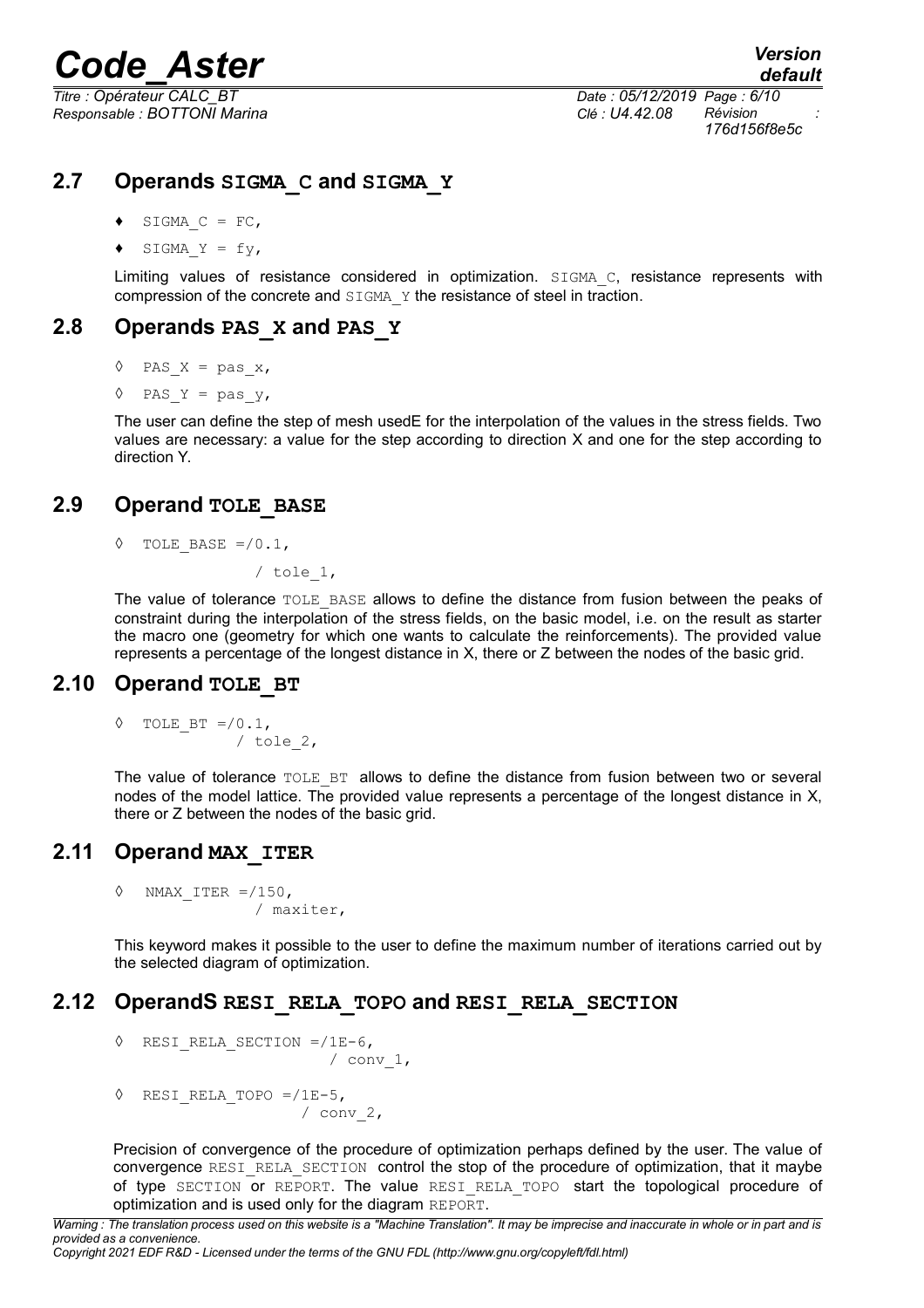## 2.7 Operands SIGMA_C and SIGMA_Y

♦ SIGMA_C = FC,

♦ SIGMA_Y = fy,

Limiting values of resistance considered in optimization. SIGMA_C, resistance represents with compression of the concrete and SIGMA_Y the resistance of steel in traction.

## 2.8 Operands PAS_X and PAS_Y

◊ PAS_X = pas_x,

◊ PAS_Y = pas_y,

The user can define the step of mesh usedE for the interpolation of the values in the stress fields. Two values are necessary: a value for the step according to direction X and one for the step according to direction Y.

## 2.9 Operand TOLE_BASE

```
◊  TOLE_BASE =/0.1,
              / tole_1,
```

The value of tolerance TOLE_BASE allows to define the distance from fusion between the peaks of constraint during the interpolation of the stress fields, on the basic model, i.e. on the result as starter the macro one (geometry for which one wants to calculate the reinforcements). The provided value represents a percentage of the longest distance in X, there or Z between the nodes of the basic grid.

## 2.10 Operand TOLE_BT

```
◊  TOLE_BT =/0.1,
            / tole_2,
```

The value of tolerance TOLE_BT allows to define the distance from fusion between two or several nodes of the model lattice. The provided value represents a percentage of the longest distance in X, there or Z between the nodes of the basic grid.

## 2.11 Operand MAX_ITER

```
◊  NMAX_ITER =/150,
              / maxiter,
```

This keyword makes it possible to the user to define the maximum number of iterations carried out by the selected diagram of optimization.

## 2.12 OperandS RESI_RELA_TOPO and RESI_RELA_SECTION

```
◊  RESI_RELA_SECTION =/1E-6,
                      / conv_1,

◊  RESI_RELA_TOPO =/1E-5,
                   / conv_2,
```

Precision of convergence of the procedure of optimization perhaps defined by the user. The value of convergence RESI_RELA_SECTION control the stop of the procedure of optimization, that it maybe of type SECTION or REPORT. The value RESI_RELA_TOPO start the topological procedure of optimization and is used only for the diagram REPORT.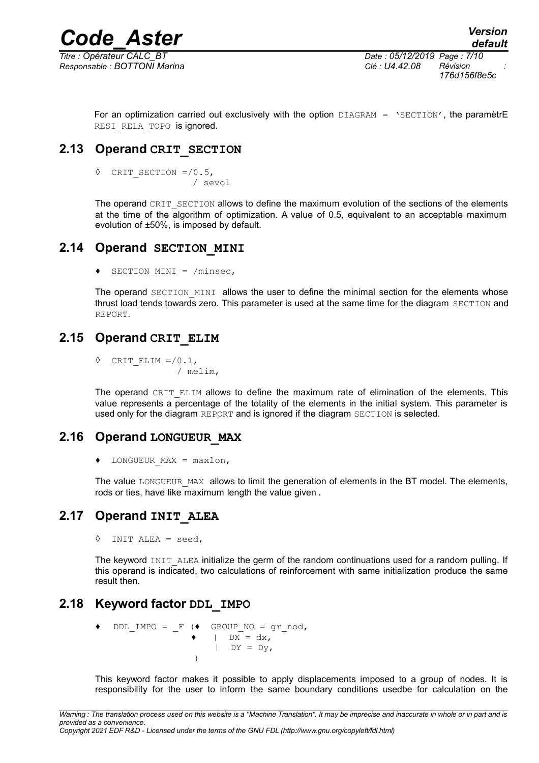For an optimization carried out exclusively with the option DIAGRAM = 'SECTION', the paramètrE RESI_RELA_TOPO is ignored.

## 2.13 Operand CRIT_SECTION

```
◊  CRIT_SECTION =/0.5,
                / sevol
```

The operand CRIT_SECTION allows to define the maximum evolution of the sections of the elements at the time of the algorithm of optimization. A value of 0.5, equivalent to an acceptable maximum evolution of ±50%, is imposed by default.

## 2.14 Operand SECTION_MINI

```
♦  SECTION_MINI = /minsec,
```

The operand SECTION_MINI allows the user to define the minimal section for the elements whose thrust load tends towards zero. This parameter is used at the same time for the diagram SECTION and REPORT.

## 2.15 Operand CRIT_ELIM

```
◊  CRIT_ELIM =/0.1,
             / melim,
```

The operand CRIT_ELIM allows to define the maximum rate of elimination of the elements. This value represents a percentage of the totality of the elements in the initial system. This parameter is used only for the diagram REPORT and is ignored if the diagram SECTION is selected.

## 2.16 Operand LONGUEUR_MAX

```
♦  LONGUEUR_MAX = maxlon,
```

The value LONGUEUR_MAX allows to limit the generation of elements in the BT model. The elements, rods or ties, have like maximum length the value given .

## 2.17 Operand INIT_ALEA

```
◊  INIT_ALEA = seed,
```

The keyword INIT_ALEA initialize the germ of the random continuations used for a random pulling. If this operand is indicated, two calculations of reinforcement with same initialization produce the same result then.

## 2.18 Keyword factor DDL_IMPO

```
♦  DDL_IMPO = _F (♦  GROUP_NO = gr_nod,
                  ♦   |  DX = dx,
                      |  DY = Dy,
                 )
```

This keyword factor makes it possible to apply displacements imposed to a group of nodes. It is responsibility for the user to inform the same boundary conditions usedbe for calculation on the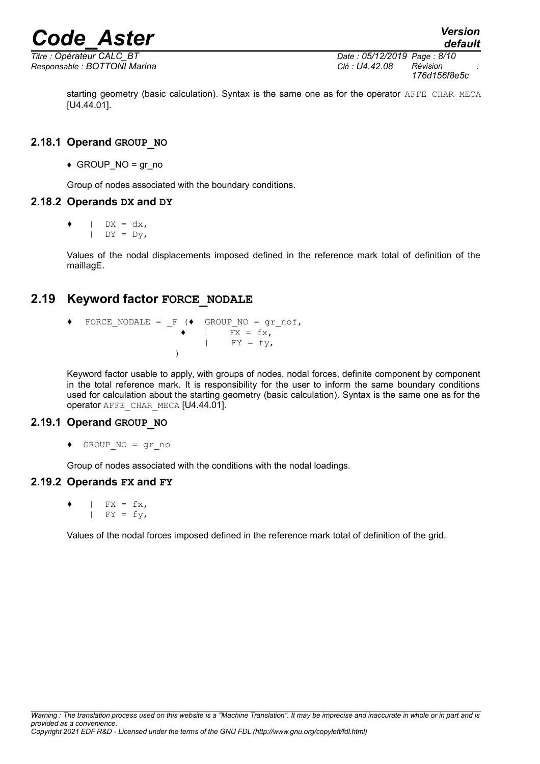starting geometry (basic calculation). Syntax is the same one as for the operator AFFE_CHAR_MECA [U4.44.01].

### 2.18.1 Operand GROUP_NO

♦ GROUP_NO = gr_no

Group of nodes associated with the boundary conditions.

### 2.18.2 Operands DX and DY

```
♦   |  DX = dx,
    |  DY = Dy,
```

Values of the nodal displacements imposed defined in the reference mark total of definition of the maillagE.

## 2.19 Keyword factor FORCE_NODALE

```
♦   FORCE_NODALE = _F (♦  GROUP_NO = gr_nof,
                     ♦   |     FX = fx,
                         |     FY = fy,
                    )
```

Keyword factor usable to apply, with groups of nodes, nodal forces, definite component by component in the total reference mark. It is responsibility for the user to inform the same boundary conditions used for calculation about the starting geometry (basic calculation). Syntax is the same one as for the operator AFFE_CHAR_MECA [U4.44.01].

### 2.19.1 Operand GROUP_NO

```
♦   GROUP_NO = gr_no
```

Group of nodes associated with the conditions with the nodal loadings.

### 2.19.2 Operands FX and FY

```
♦   |  FX = fx,
    |  FY = fy,
```

Values of the nodal forces imposed defined in the reference mark total of definition of the grid.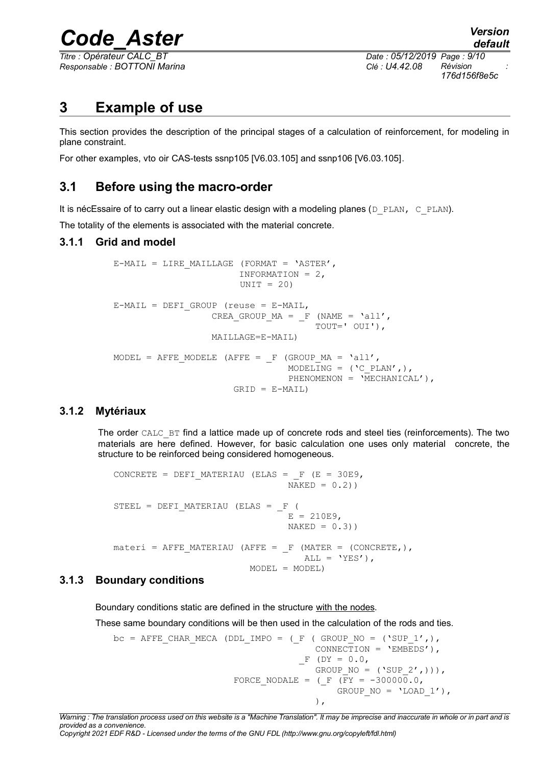# 3 Example of use

This section provides the description of the principal stages of a calculation of reinforcement, for modeling in plane constraint.

For other examples, vto oir CAS-tests ssnp105 [V6.03.105] and ssnp106 [V6.03.105].

## 3.1 Before using the macro-order

It is nécEssaire of to carry out a linear elastic design with a modeling planes (D_PLAN, C_PLAN).

The totality of the elements is associated with the material concrete.

### 3.1.1 Grid and model

```
E-MAIL = LIRE_MAILLAGE (FORMAT = 'ASTER',
                        INFORMATION = 2,
                        UNIT = 20)

E-MAIL = DEFI_GROUP (reuse = E-MAIL,
                  CREA_GROUP_MA = _F (NAME = 'all',
                                     TOUT=' OUI'),
                  MAILLAGE=E-MAIL)

MODEL = AFFE_MODELE (AFFE = _F (GROUP_MA = 'all',
                                MODELING = ('C_PLAN',),
                                PHENOMENON = 'MECHANICAL'),
                      GRID = E-MAIL)
```

### 3.1.2 Mytériaux

The order CALC_BT find a lattice made up of concrete rods and steel ties (reinforcements). The two materials are here defined. However, for basic calculation one uses only material concrete, the structure to be reinforced being considered homogeneous.

```
CONCRETE = DEFI_MATERIAU (ELAS = _F (E = 30E9,
                                     NAKED = 0.2))

STEEL = DEFI_MATERIAU (ELAS = _F (
                                  E = 210E9,
                                  NAKED = 0.3))

materi = AFFE_MATERIAU (AFFE = _F (MATER = (CONCRETE,),
                                   ALL = 'YES'),
                        MODEL = MODEL)
```

### 3.1.3 Boundary conditions

Boundary conditions static are defined in the structure with the nodes.

These same boundary conditions will be then used in the calculation of the rods and ties.

```
bc = AFFE_CHAR_MECA (DDL_IMPO = (_F ( GROUP_NO = ('SUP_1',),
                                     CONNECTION = 'EMBEDS'),
                                 _F (DY = 0.0,
                                     GROUP_NO = ('SUP_2',))),
                     FORCE_NODALE = (_F (FY = -300000.0,
                                         GROUP_NO = 'LOAD_1'),
                                     ),
```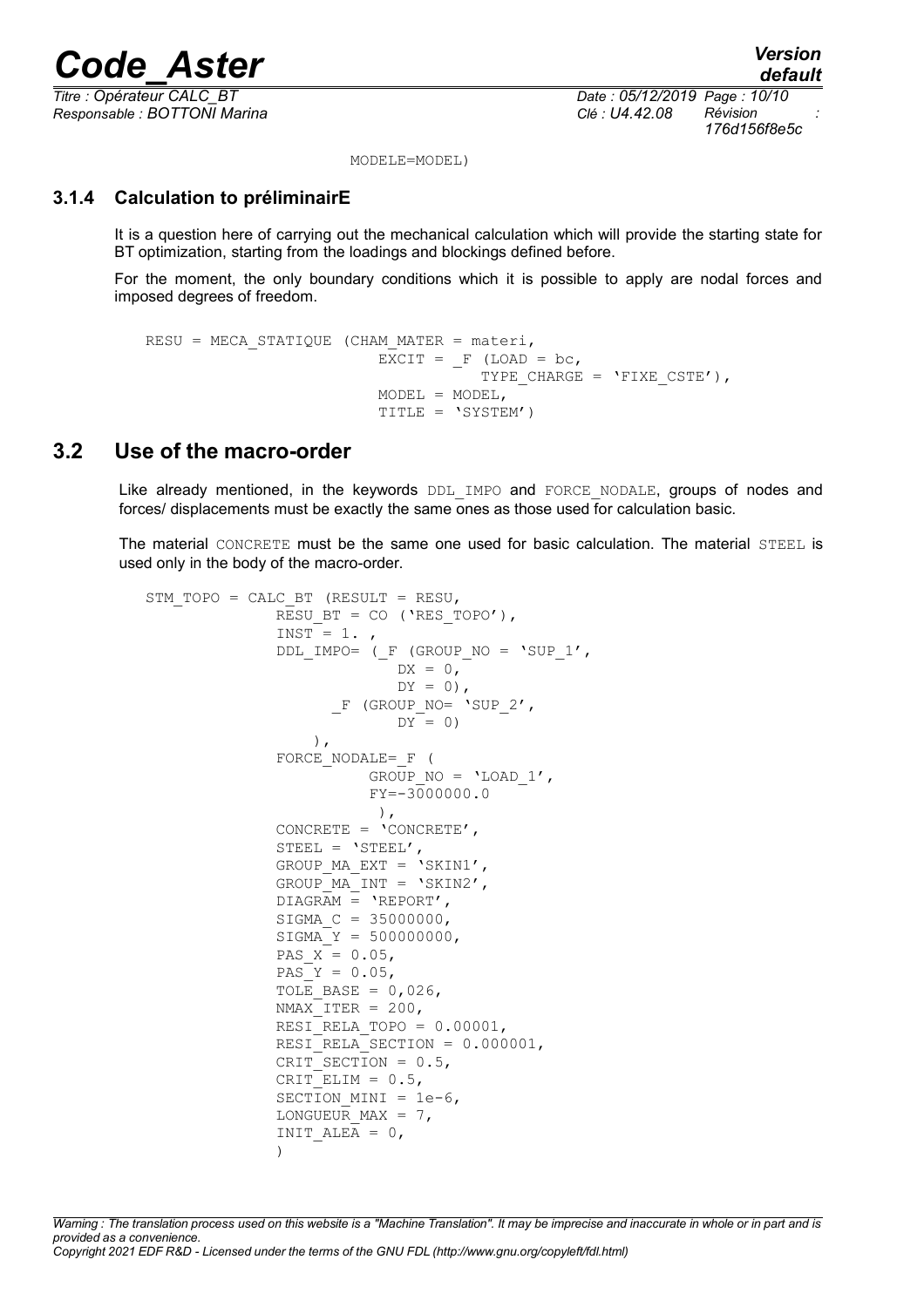```
MODELE=MODEL)
```

### 3.1.4 Calculation to préliminairE

It is a question here of carrying out the mechanical calculation which will provide the starting state for BT optimization, starting from the loadings and blockings defined before.

For the moment, the only boundary conditions which it is possible to apply are nodal forces and imposed degrees of freedom.

```
RESU = MECA_STATIQUE (CHAM_MATER = materi,
                      EXCIT = _F (LOAD = bc,
                                  TYPE_CHARGE = 'FIXE_CSTE'),
                      MODEL = MODEL,
                      TITLE = 'SYSTEM')
```

## 3.2 Use of the macro-order

Like already mentioned, in the keywords DDL_IMPO and FORCE_NODALE, groups of nodes and forces/ displacements must be exactly the same ones as those used for calculation basic.

The material CONCRETE must be the same one used for basic calculation. The material STEEL is used only in the body of the macro-order.

```
STM_TOPO = CALC_BT (RESULT = RESU,
            RESU_BT = CO ('RES_TOPO'),
            INST = 1. ,
            DDL_IMPO= (_F (GROUP_NO = 'SUP_1',
                           DX = 0,
                           DY = 0),
                       _F (GROUP_NO= 'SUP_2',
                           DY = 0)
                      ),
            FORCE_NODALE=_F (
                        GROUP_NO = 'LOAD_1',
                        FY=-3000000.0
                         ),
            CONCRETE = 'CONCRETE',
            STEEL = 'STEEL',
            GROUP_MA_EXT = 'SKIN1',
            GROUP_MA_INT = 'SKIN2',
            DIAGRAM = 'REPORT',
            SIGMA_C = 35000000,
            SIGMA_Y = 500000000,
            PAS_X = 0.05,
            PAS_Y = 0.05,
            TOLE_BASE = 0,026,
            NMAX_ITER = 200,
            RESI_RELA_TOPO = 0.00001,
            RESI_RELA_SECTION = 0.000001,
            CRIT_SECTION = 0.5,
            CRIT_ELIM = 0.5,
            SECTION_MINI = 1e-6,
            LONGUEUR_MAX = 7,
            INIT_ALEA = 0,
            )
```